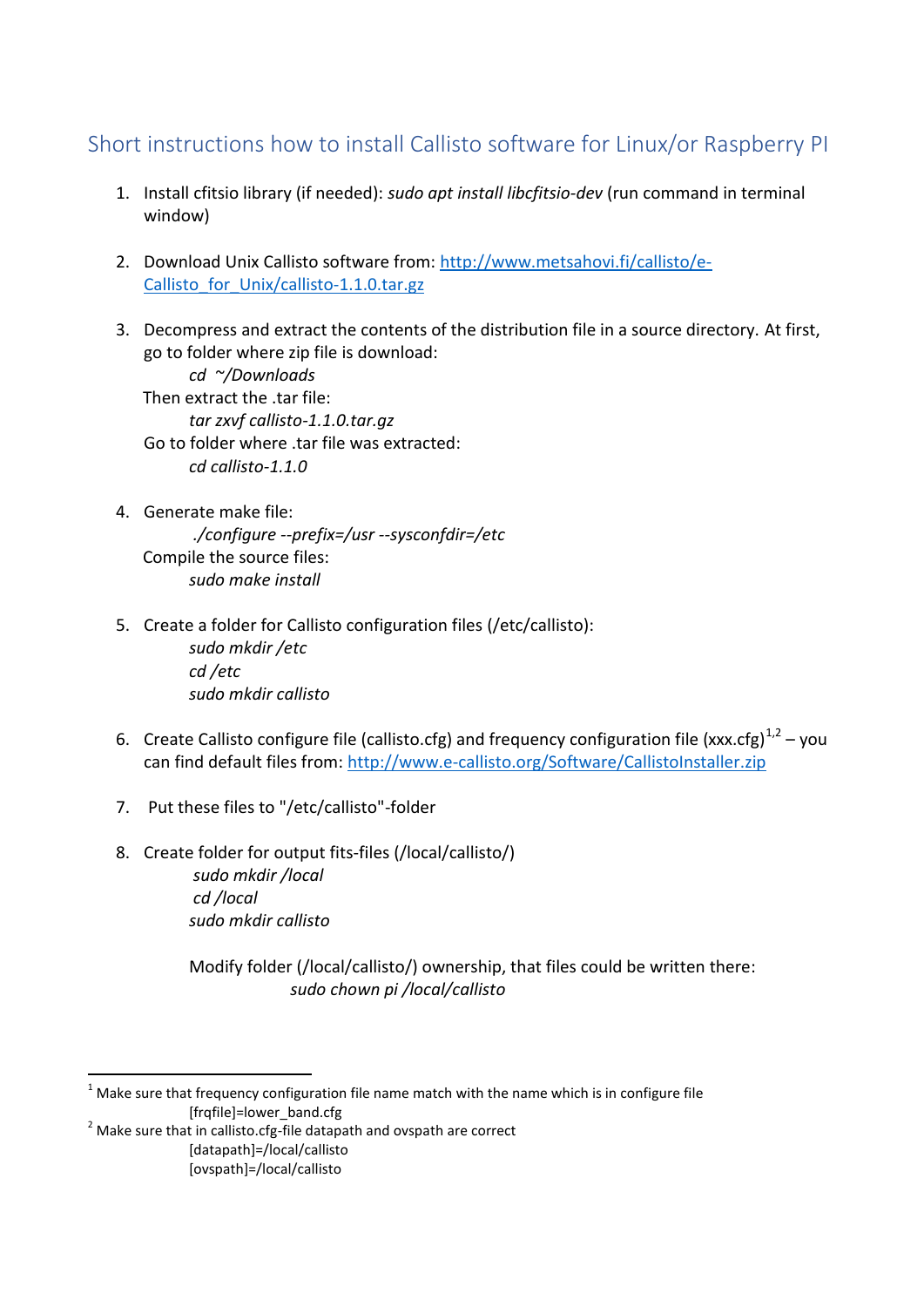## Short instructions how to install Callisto software for Linux/or Raspberry PI

1. Install cfitsio library (if needed): *sudo apt install libcfitsio-dev* (run command in terminal window)

2. Download Unix Callisto software from: [http://www.metsahovi.fi/callisto/e-Callisto_for_Unix/callisto-1.1.0.tar.gz](http://www.metsahovi.fi/callisto/e-Callisto_for_Unix/callisto-1.1.0.tar.gz)

3. Decompress and extract the contents of the distribution file in a source directory. At first, go to folder where zip file is download:
   *cd ~/Downloads*
   Then extract the .tar file:
   *tar zxvf callisto-1.1.0.tar.gz*
   Go to folder where .tar file was extracted:
   *cd callisto-1.1.0*

4. Generate make file:
   *./configure --prefix=/usr --sysconfdir=/etc*
   Compile the source files:
   *sudo make install*

5. Create a folder for Callisto configuration files (/etc/callisto):
   *sudo mkdir /etc*
   *cd /etc*
   *sudo mkdir callisto*

6. Create Callisto configure file (callisto.cfg) and frequency configuration file (xxx.cfg)[1,2] – you can find default files from: [http://www.e-callisto.org/Software/CallistoInstaller.zip](http://www.e-callisto.org/Software/CallistoInstaller.zip)

7. Put these files to "/etc/callisto"-folder

8. Create folder for output fits-files (/local/callisto/)
   *sudo mkdir /local*
   *cd /local*
   *sudo mkdir callisto*

   Modify folder (/local/callisto/) ownership, that files could be written there:
   *sudo chown pi /local/callisto*

---

[1] Make sure that frequency configuration file name match with the name which is in configure file
[frqfile]=lower_band.cfg

[2] Make sure that in callisto.cfg-file datapath and ovspath are correct
[datapath]=/local/callisto
[ovspath]=/local/callisto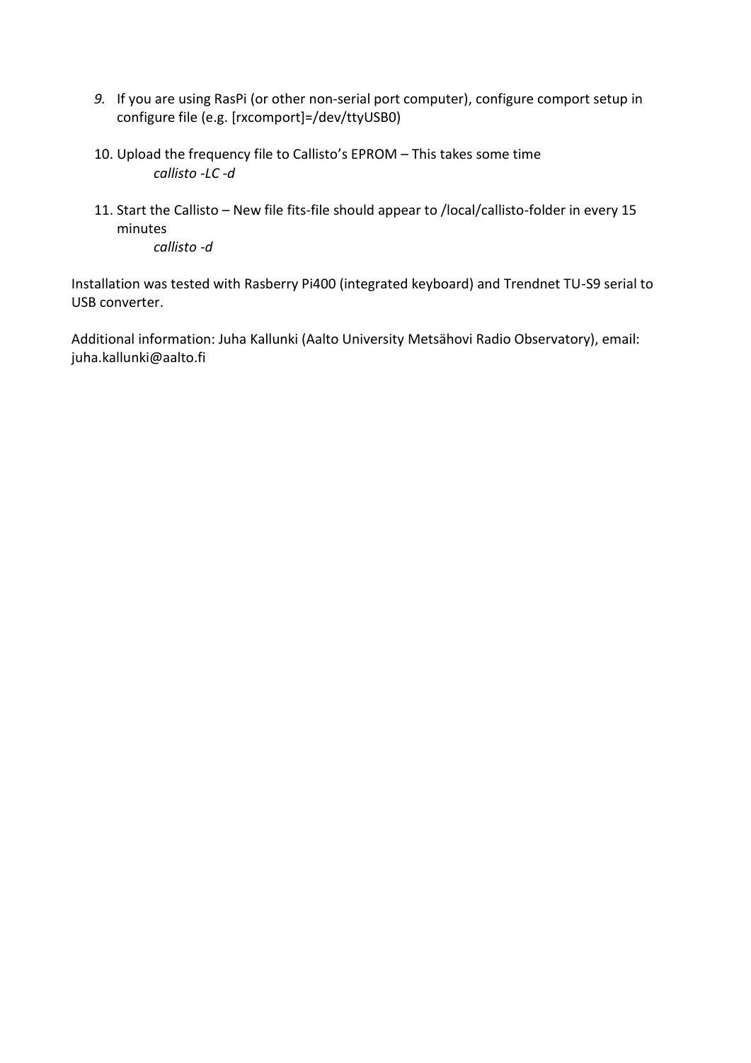9. If you are using RasPi (or other non-serial port computer), configure comport setup in configure file (e.g. [rxcomport]=/dev/ttyUSB0)

10. Upload the frequency file to Callisto's EPROM – This takes some time
    *callisto -LC -d*

11. Start the Callisto – New file fits-file should appear to /local/callisto-folder in every 15 minutes
    *callisto -d*

Installation was tested with Rasberry Pi400 (integrated keyboard) and Trendnet TU-S9 serial to USB converter.

Additional information: Juha Kallunki (Aalto University Metsähovi Radio Observatory), email: juha.kallunki@aalto.fi